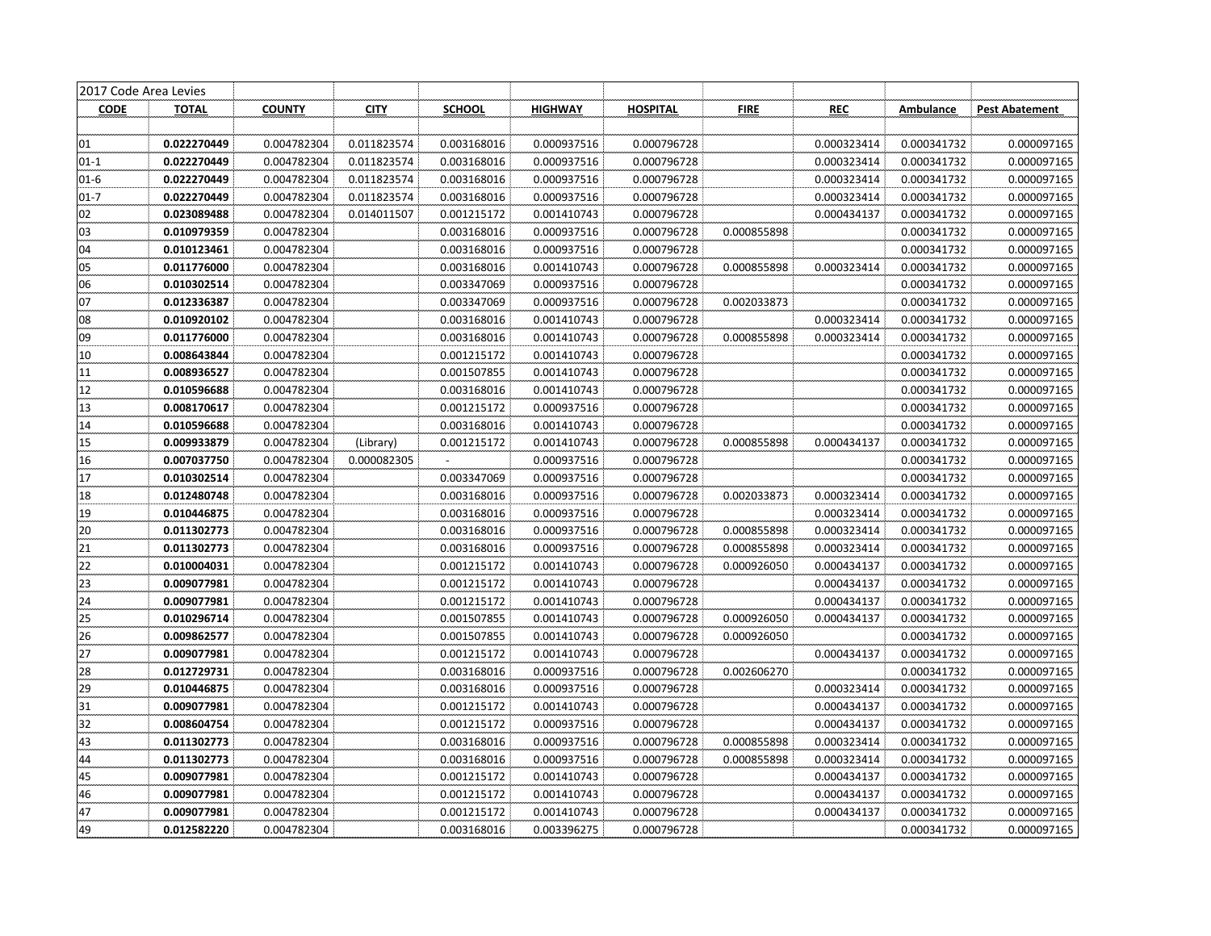| 2017 Code Area Levies | | | | | | | | | | |
|---|---|---|---|---|---|---|---|---|---|---|
| **CODE** | **TOTAL** | **COUNTY** | **CITY** | **SCHOOL** | **HIGHWAY** | **HOSPITAL** | **FIRE** | **REC** | **Ambulance** | **Pest Abatement** |
| | | | | | | | | | | |
| 01 | **0.022270449** | 0.004782304 | 0.011823574 | 0.003168016 | 0.000937516 | 0.000796728 | | 0.000323414 | 0.000341732 | 0.000097165 |
| 01-1 | **0.022270449** | 0.004782304 | 0.011823574 | 0.003168016 | 0.000937516 | 0.000796728 | | 0.000323414 | 0.000341732 | 0.000097165 |
| 01-6 | **0.022270449** | 0.004782304 | 0.011823574 | 0.003168016 | 0.000937516 | 0.000796728 | | 0.000323414 | 0.000341732 | 0.000097165 |
| 01-7 | **0.022270449** | 0.004782304 | 0.011823574 | 0.003168016 | 0.000937516 | 0.000796728 | | 0.000323414 | 0.000341732 | 0.000097165 |
| 02 | **0.023089488** | 0.004782304 | 0.014011507 | 0.001215172 | 0.001410743 | 0.000796728 | | 0.000434137 | 0.000341732 | 0.000097165 |
| 03 | **0.010979359** | 0.004782304 | | 0.003168016 | 0.000937516 | 0.000796728 | 0.000855898 | | 0.000341732 | 0.000097165 |
| 04 | **0.010123461** | 0.004782304 | | 0.003168016 | 0.000937516 | 0.000796728 | | | 0.000341732 | 0.000097165 |
| 05 | **0.011776000** | 0.004782304 | | 0.003168016 | 0.001410743 | 0.000796728 | 0.000855898 | 0.000323414 | 0.000341732 | 0.000097165 |
| 06 | **0.010302514** | 0.004782304 | | 0.003347069 | 0.000937516 | 0.000796728 | | | 0.000341732 | 0.000097165 |
| 07 | **0.012336387** | 0.004782304 | | 0.003347069 | 0.000937516 | 0.000796728 | 0.002033873 | | 0.000341732 | 0.000097165 |
| 08 | **0.010920102** | 0.004782304 | | 0.003168016 | 0.001410743 | 0.000796728 | | 0.000323414 | 0.000341732 | 0.000097165 |
| 09 | **0.011776000** | 0.004782304 | | 0.003168016 | 0.001410743 | 0.000796728 | 0.000855898 | 0.000323414 | 0.000341732 | 0.000097165 |
| 10 | **0.008643844** | 0.004782304 | | 0.001215172 | 0.001410743 | 0.000796728 | | | 0.000341732 | 0.000097165 |
| 11 | **0.008936527** | 0.004782304 | | 0.001507855 | 0.001410743 | 0.000796728 | | | 0.000341732 | 0.000097165 |
| 12 | **0.010596688** | 0.004782304 | | 0.003168016 | 0.001410743 | 0.000796728 | | | 0.000341732 | 0.000097165 |
| 13 | **0.008170617** | 0.004782304 | | 0.001215172 | 0.000937516 | 0.000796728 | | | 0.000341732 | 0.000097165 |
| 14 | **0.010596688** | 0.004782304 | | 0.003168016 | 0.001410743 | 0.000796728 | | | 0.000341732 | 0.000097165 |
| 15 | **0.009933879** | 0.004782304 | (Library) | 0.001215172 | 0.001410743 | 0.000796728 | 0.000855898 | 0.000434137 | 0.000341732 | 0.000097165 |
| 16 | **0.007037750** | 0.004782304 | 0.000082305 | - | 0.000937516 | 0.000796728 | | | 0.000341732 | 0.000097165 |
| 17 | **0.010302514** | 0.004782304 | | 0.003347069 | 0.000937516 | 0.000796728 | | | 0.000341732 | 0.000097165 |
| 18 | **0.012480748** | 0.004782304 | | 0.003168016 | 0.000937516 | 0.000796728 | 0.002033873 | 0.000323414 | 0.000341732 | 0.000097165 |
| 19 | **0.010446875** | 0.004782304 | | 0.003168016 | 0.000937516 | 0.000796728 | | 0.000323414 | 0.000341732 | 0.000097165 |
| 20 | **0.011302773** | 0.004782304 | | 0.003168016 | 0.000937516 | 0.000796728 | 0.000855898 | 0.000323414 | 0.000341732 | 0.000097165 |
| 21 | **0.011302773** | 0.004782304 | | 0.003168016 | 0.000937516 | 0.000796728 | 0.000855898 | 0.000323414 | 0.000341732 | 0.000097165 |
| 22 | **0.010004031** | 0.004782304 | | 0.001215172 | 0.001410743 | 0.000796728 | 0.000926050 | 0.000434137 | 0.000341732 | 0.000097165 |
| 23 | **0.009077981** | 0.004782304 | | 0.001215172 | 0.001410743 | 0.000796728 | | 0.000434137 | 0.000341732 | 0.000097165 |
| 24 | **0.009077981** | 0.004782304 | | 0.001215172 | 0.001410743 | 0.000796728 | | 0.000434137 | 0.000341732 | 0.000097165 |
| 25 | **0.010296714** | 0.004782304 | | 0.001507855 | 0.001410743 | 0.000796728 | 0.000926050 | 0.000434137 | 0.000341732 | 0.000097165 |
| 26 | **0.009862577** | 0.004782304 | | 0.001507855 | 0.001410743 | 0.000796728 | 0.000926050 | | 0.000341732 | 0.000097165 |
| 27 | **0.009077981** | 0.004782304 | | 0.001215172 | 0.001410743 | 0.000796728 | | 0.000434137 | 0.000341732 | 0.000097165 |
| 28 | **0.012729731** | 0.004782304 | | 0.003168016 | 0.000937516 | 0.000796728 | 0.002606270 | | 0.000341732 | 0.000097165 |
| 29 | **0.010446875** | 0.004782304 | | 0.003168016 | 0.000937516 | 0.000796728 | | 0.000323414 | 0.000341732 | 0.000097165 |
| 31 | **0.009077981** | 0.004782304 | | 0.001215172 | 0.001410743 | 0.000796728 | | 0.000434137 | 0.000341732 | 0.000097165 |
| 32 | **0.008604754** | 0.004782304 | | 0.001215172 | 0.000937516 | 0.000796728 | | 0.000434137 | 0.000341732 | 0.000097165 |
| 43 | **0.011302773** | 0.004782304 | | 0.003168016 | 0.000937516 | 0.000796728 | 0.000855898 | 0.000323414 | 0.000341732 | 0.000097165 |
| 44 | **0.011302773** | 0.004782304 | | 0.003168016 | 0.000937516 | 0.000796728 | 0.000855898 | 0.000323414 | 0.000341732 | 0.000097165 |
| 45 | **0.009077981** | 0.004782304 | | 0.001215172 | 0.001410743 | 0.000796728 | | 0.000434137 | 0.000341732 | 0.000097165 |
| 46 | **0.009077981** | 0.004782304 | | 0.001215172 | 0.001410743 | 0.000796728 | | 0.000434137 | 0.000341732 | 0.000097165 |
| 47 | **0.009077981** | 0.004782304 | | 0.001215172 | 0.001410743 | 0.000796728 | | 0.000434137 | 0.000341732 | 0.000097165 |
| 49 | **0.012582220** | 0.004782304 | | 0.003168016 | 0.003396275 | 0.000796728 | | | 0.000341732 | 0.000097165 |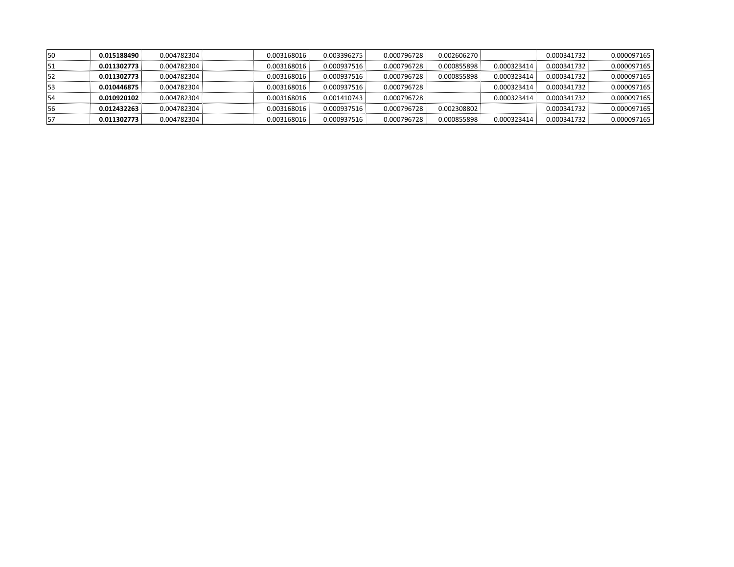| | | | | | | | | | | |
|---|---|---|---|---|---|---|---|---|---|---|
| 50 | **0.015188490** | 0.004782304 | | 0.003168016 | 0.003396275 | 0.000796728 | 0.002606270 | | 0.000341732 | 0.000097165 |
| 51 | **0.011302773** | 0.004782304 | | 0.003168016 | 0.000937516 | 0.000796728 | 0.000855898 | 0.000323414 | 0.000341732 | 0.000097165 |
| 52 | **0.011302773** | 0.004782304 | | 0.003168016 | 0.000937516 | 0.000796728 | 0.000855898 | 0.000323414 | 0.000341732 | 0.000097165 |
| 53 | **0.010446875** | 0.004782304 | | 0.003168016 | 0.000937516 | 0.000796728 | | 0.000323414 | 0.000341732 | 0.000097165 |
| 54 | **0.010920102** | 0.004782304 | | 0.003168016 | 0.001410743 | 0.000796728 | | 0.000323414 | 0.000341732 | 0.000097165 |
| 56 | **0.012432263** | 0.004782304 | | 0.003168016 | 0.000937516 | 0.000796728 | 0.002308802 | | 0.000341732 | 0.000097165 |
| 57 | **0.011302773** | 0.004782304 | | 0.003168016 | 0.000937516 | 0.000796728 | 0.000855898 | 0.000323414 | 0.000341732 | 0.000097165 |